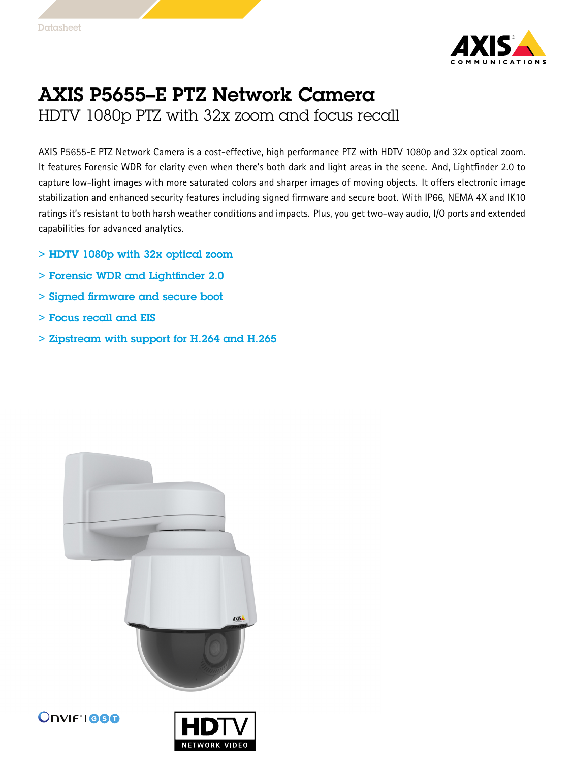# AXIS P5655–E PTZ Network Camera

## HDTV 1080p PTZ with 32x zoom and focus recall

AXIS P5655-E PTZ Network Camera is a cost-effective, high performance PTZ with HDTV 1080p and 32x optical zoom. It features Forensic WDR for clarity even when there's both dark and light areas in the scene. And, Lightfinder 2.0 to capture low-light images with more saturated colors and sharper images of moving objects. It offers electronic image stabilization and enhanced security features including signed firmware and secure boot. With IP66, NEMA 4X and IK10 ratings it's resistant to both harsh weather conditions and impacts. Plus, you get two-way audio, I/O ports and extended capabilities for advanced analytics.

- **HDTV 1080p with 32x optical zoom**
- **Forensic WDR and Lightfinder 2.0**
- **Signed firmware and secure boot**
- **Focus recall and EIS**
- **Zipstream with support for H.264 and H.265**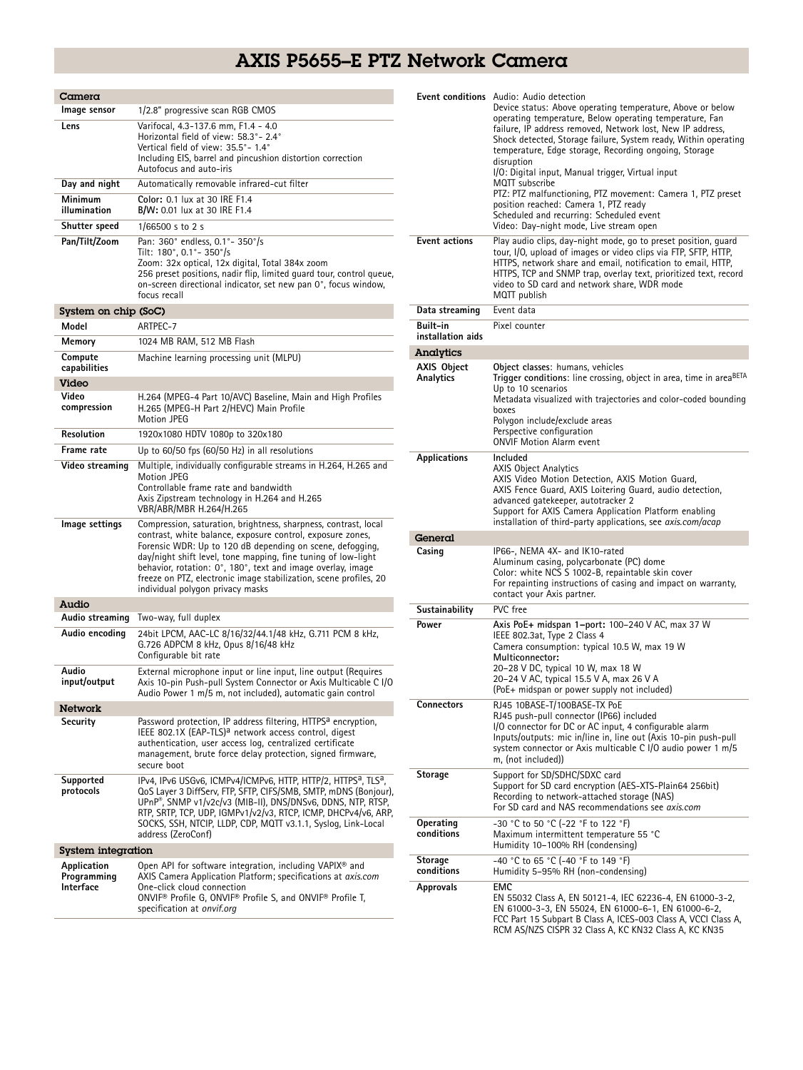# AXIS P5655–E PTZ Network Camera

## Camera

| | |
|---|---|
| **Image sensor** | 1/2.8" progressive scan RGB CMOS |
| **Lens** | Varifocal, 4.3-137.6 mm, F1.4 - 4.0<br>Horizontal field of view: 58.3°- 2.4°<br>Vertical field of view: 35.5°- 1.4°<br>Including EIS, barrel and pincushion distortion correction<br>Autofocus and auto-iris |
| **Day and night** | Automatically removable infrared-cut filter |
| **Minimum illumination** | **Color:** 0.1 lux at 30 IRE F1.4<br>**B/W:** 0.01 lux at 30 IRE F1.4 |
| **Shutter speed** | 1/66500 s to 2 s |
| **Pan/Tilt/Zoom** | Pan: 360° endless, 0.1°- 350°/s<br>Tilt: 180°, 0.1°- 350°/s<br>Zoom: 32x optical, 12x digital, Total 384x zoom<br>256 preset positions, nadir flip, limited guard tour, control queue, on-screen directional indicator, set new pan 0°, focus window, focus recall |

## System on chip (SoC)

| | |
|---|---|
| **Model** | ARTPEC-7 |
| **Memory** | 1024 MB RAM, 512 MB Flash |
| **Compute capabilities** | Machine learning processing unit (MLPU) |

## Video

| | |
|---|---|
| **Video compression** | H.264 (MPEG-4 Part 10/AVC) Baseline, Main and High Profiles<br>H.265 (MPEG-H Part 2/HEVC) Main Profile<br>Motion JPEG |
| **Resolution** | 1920x1080 HDTV 1080p to 320x180 |
| **Frame rate** | Up to 60/50 fps (60/50 Hz) in all resolutions |
| **Video streaming** | Multiple, individually configurable streams in H.264, H.265 and Motion JPEG<br>Controllable frame rate and bandwidth<br>Axis Zipstream technology in H.264 and H.265<br>VBR/ABR/MBR H.264/H.265 |
| **Image settings** | Compression, saturation, brightness, sharpness, contrast, local contrast, white balance, exposure control, exposure zones, Forensic WDR: Up to 120 dB depending on scene, defogging, day/night shift level, tone mapping, fine tuning of low-light behavior, rotation: 0°, 180°, text and image overlay, image freeze on PTZ, electronic image stabilization, scene profiles, 20 individual polygon privacy masks |

## Audio

| | |
|---|---|
| **Audio streaming** | Two-way, full duplex |
| **Audio encoding** | 24bit LPCM, AAC-LC 8/16/32/44.1/48 kHz, G.711 PCM 8 kHz, G.726 ADPCM 8 kHz, Opus 8/16/48 kHz<br>Configurable bit rate |
| **Audio input/output** | External microphone input or line input, line output (Requires Axis 10-pin Push-pull System Connector or Axis Multicable C I/O Audio Power 1 m/5 m, not included), automatic gain control |

## Network

| | |
|---|---|
| **Security** | Password protection, IP address filtering, HTTPS[a] encryption, IEEE 802.1X (EAP-TLS)[a] network access control, digest authentication, user access log, centralized certificate management, brute force delay protection, signed firmware, secure boot |
| **Supported protocols** | IPv4, IPv6 USGv6, ICMPv4/ICMPv6, HTTP, HTTP/2, HTTPS[a], TLS[a], QoS Layer 3 DiffServ, FTP, SFTP, CIFS/SMB, SMTP, mDNS (Bonjour), UPnP®, SNMP v1/v2c/v3 (MIB-II), DNS/DNSv6, DDNS, NTP, RTSP, RTP, SRTP, TCP, UDP, IGMPv1/v2/v3, RTCP, ICMP, DHCPv4/v6, ARP, SOCKS, SSH, NTCIP, LLDP, CDP, MQTT v3.1.1, Syslog, Link-Local address (ZeroConf) |

## System integration

| | |
|---|---|
| **Application Programming Interface** | Open API for software integration, including VAPIX® and AXIS Camera Application Platform; specifications at *axis.com*<br>One-click cloud connection<br>ONVIF® Profile G, ONVIF® Profile S, and ONVIF® Profile T, specification at *onvif.org* |
| **Event conditions** | Audio: Audio detection<br>Device status: Above operating temperature, Above or below operating temperature, Below operating temperature, Fan failure, IP address removed, Network lost, New IP address, Shock detected, Storage failure, System ready, Within operating temperature, Edge storage, Recording ongoing, Storage disruption<br>I/O: Digital input, Manual trigger, Virtual input<br>MQTT subscribe<br>PTZ: PTZ malfunctioning, PTZ movement: Camera 1, PTZ preset position reached: Camera 1, PTZ ready<br>Scheduled and recurring: Scheduled event<br>Video: Day-night mode, Live stream open |
| **Event actions** | Play audio clips, day-night mode, go to preset position, guard tour, I/O, upload of images or video clips via FTP, SFTP, HTTP, HTTPS, network share and email, notification to email, HTTP, HTTPS, TCP and SNMP trap, overlay text, prioritized text, record video to SD card and network share, WDR mode<br>MQTT publish |
| **Data streaming** | Event data |
| **Built-in installation aids** | Pixel counter |

## Analytics

| | |
|---|---|
| **AXIS Object Analytics** | **Object classes:** humans, vehicles<br>**Trigger conditions:** line crossing, object in area, time in area[BETA]<br>Up to 10 scenarios<br>Metadata visualized with trajectories and color-coded bounding boxes<br>Polygon include/exclude areas<br>Perspective configuration<br>ONVIF Motion Alarm event |
| **Applications** | Included<br>AXIS Object Analytics<br>AXIS Video Motion Detection, AXIS Motion Guard, AXIS Fence Guard, AXIS Loitering Guard, audio detection, advanced gatekeeper, autotracker 2<br>Support for AXIS Camera Application Platform enabling installation of third-party applications, see *axis.com/acap* |

## General

| | |
|---|---|
| **Casing** | IP66-, NEMA 4X- and IK10-rated<br>Aluminum casing, polycarbonate (PC) dome<br>Color: white NCS S 1002-B, repaintable skin cover<br>For repainting instructions of casing and impact on warranty, contact your Axis partner. |
| **Sustainability** | PVC free |
| **Power** | **Axis PoE+ midspan 1-port:** 100–240 V AC, max 37 W<br>IEEE 802.3at, Type 2 Class 4<br>Camera consumption: typical 10.5 W, max 19 W<br>**Multiconnector:**<br>20–28 V DC, typical 10 W, max 18 W<br>20–24 V AC, typical 15.5 V A, max 26 V A<br>(PoE+ midspan or power supply not included) |
| **Connectors** | RJ45 10BASE-T/100BASE-TX PoE<br>RJ45 push-pull connector (IP66) included<br>I/O connector for DC or AC input, 4 configurable alarm Inputs/outputs: mic in/line in, line out (Axis 10-pin push-pull system connector or Axis multicable C I/O audio power 1 m/5 m, (not included)) |
| **Storage** | Support for SD/SDHC/SDXC card<br>Support for SD card encryption (AES-XTS-Plain64 256bit)<br>Recording to network-attached storage (NAS)<br>For SD card and NAS recommendations see *axis.com* |
| **Operating conditions** | -30 °C to 50 °C (-22 °F to 122 °F)<br>Maximum intermittent temperature 55 °C<br>Humidity 10–100% RH (condensing) |
| **Storage conditions** | -40 °C to 65 °C (-40 °F to 149 °F)<br>Humidity 5–95% RH (non-condensing) |
| **Approvals** | **EMC**<br>EN 55032 Class A, EN 50121-4, IEC 62236-4, EN 61000-3-2, EN 61000-3-3, EN 55024, EN 61000-6-1, EN 61000-6-2, FCC Part 15 Subpart B Class A, ICES-003 Class A, VCCI Class A, RCM AS/NZS CISPR 32 Class A, KC KN32 Class A, KC KN35 |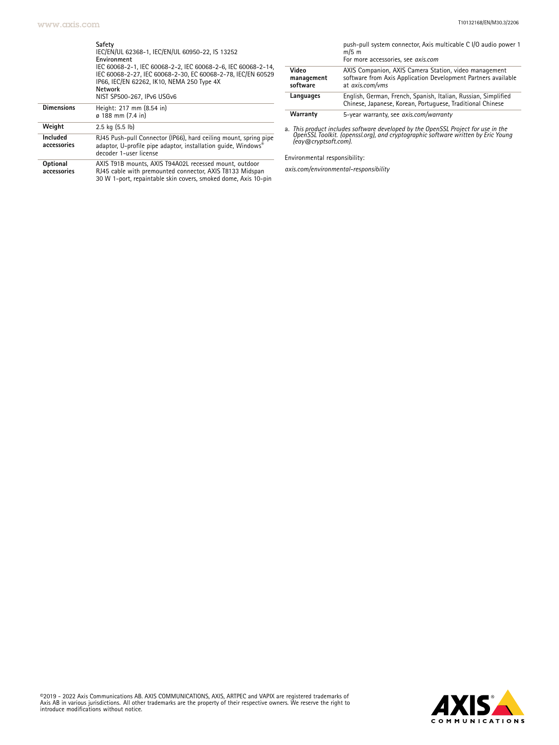| | |
|---|---|
| | **Safety**<br>IEC/EN/UL 62368-1, IEC/EN/UL 60950-22, IS 13252<br>**Environment**<br>IEC 60068-2-1, IEC 60068-2-2, IEC 60068-2-6, IEC 60068-2-14, IEC 60068-2-27, IEC 60068-2-30, EC 60068-2-78, IEC/EN 60529 IP66, IEC/EN 62262, IK10, NEMA 250 Type 4X<br>**Network**<br>NIST SP500-267, IPv6 USGv6 |
| **Dimensions** | Height: 217 mm (8.54 in)<br>ø 188 mm (7.4 in) |
| **Weight** | 2.5 kg (5.5 lb) |
| **Included accessories** | RJ45 Push-pull Connector (IP66), hard ceiling mount, spring pipe adaptor, U-profile pipe adaptor, installation guide, Windows® decoder 1-user license |
| **Optional accessories** | AXIS T91B mounts, AXIS T94A02L recessed mount, outdoor RJ45 cable with premounted connector, AXIS T8133 Midspan 30 W 1-port, repaintable skin covers, smoked dome, Axis 10-pin push-pull system connector, Axis multicable C I/O audio power 1 m/5 m<br>For more accessories, see *axis.com* |
| **Video management software** | AXIS Companion, AXIS Camera Station, video management software from Axis Application Development Partners available at *axis.com/vms* |
| **Languages** | English, German, French, Spanish, Italian, Russian, Simplified Chinese, Japanese, Korean, Portuguese, Traditional Chinese |
| **Warranty** | 5-year warranty, see *axis.com/warranty* |

a. *This product includes software developed by the OpenSSL Project for use in the OpenSSL Toolkit. (openssl.org), and cryptographic software written by Eric Young (eay@cryptsoft.com).*

Environmental responsibility:

*axis.com/environmental-responsibility*

©2019 - 2022 Axis Communications AB. AXIS COMMUNICATIONS, AXIS, ARTPEC and VAPIX are registered trademarks of Axis AB in various jurisdictions. All other trademarks are the property of their respective owners. We reserve the right to introduce modifications without notice.